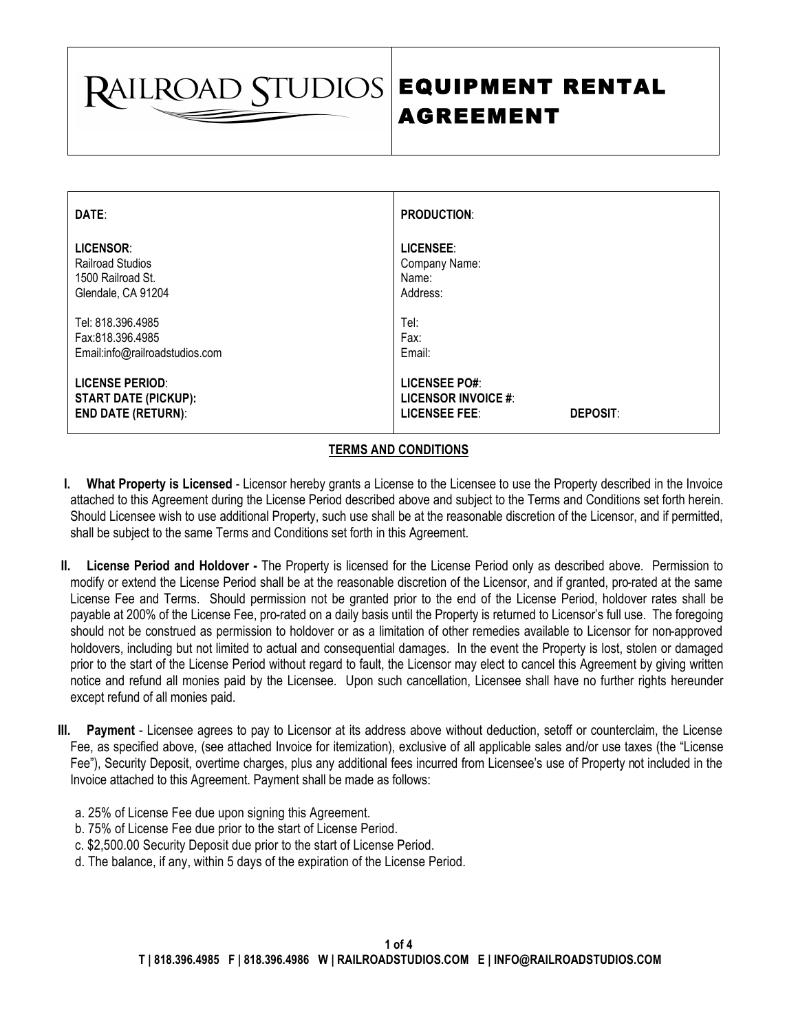# RAILROAD STUDIOS — EQUIPMENT RENTAL AGREEMENT

| | |
|---|---|
| **DATE**: | **PRODUCTION**: |
| **LICENSOR**:<br>Railroad Studios<br>1500 Railroad St.<br>Glendale, CA 91204 | **LICENSEE**:<br>Company Name:<br>Name:<br>Address: |
| Tel: 818.396.4985<br>Fax:818.396.4985<br>Email:info@railroadstudios.com | Tel:<br>Fax:<br>Email: |
| **LICENSE PERIOD**:<br>**START DATE (PICKUP):**<br>**END DATE (RETURN)**: | **LICENSEE PO#**:<br>**LICENSOR INVOICE #**:<br>**LICENSEE FEE**: **DEPOSIT**: |

## TERMS AND CONDITIONS

**I. What Property is Licensed** - Licensor hereby grants a License to the Licensee to use the Property described in the Invoice attached to this Agreement during the License Period described above and subject to the Terms and Conditions set forth herein. Should Licensee wish to use additional Property, such use shall be at the reasonable discretion of the Licensor, and if permitted, shall be subject to the same Terms and Conditions set forth in this Agreement.

**II. License Period and Holdover -** The Property is licensed for the License Period only as described above. Permission to modify or extend the License Period shall be at the reasonable discretion of the Licensor, and if granted, pro-rated at the same License Fee and Terms. Should permission not be granted prior to the end of the License Period, holdover rates shall be payable at 200% of the License Fee, pro-rated on a daily basis until the Property is returned to Licensor's full use. The foregoing should not be construed as permission to holdover or as a limitation of other remedies available to Licensor for non-approved holdovers, including but not limited to actual and consequential damages. In the event the Property is lost, stolen or damaged prior to the start of the License Period without regard to fault, the Licensor may elect to cancel this Agreement by giving written notice and refund all monies paid by the Licensee. Upon such cancellation, Licensee shall have no further rights hereunder except refund of all monies paid.

**III. Payment** - Licensee agrees to pay to Licensor at its address above without deduction, setoff or counterclaim, the License Fee, as specified above, (see attached Invoice for itemization), exclusive of all applicable sales and/or use taxes (the "License Fee"), Security Deposit, overtime charges, plus any additional fees incurred from Licensee's use of Property not included in the Invoice attached to this Agreement. Payment shall be made as follows:

a. 25% of License Fee due upon signing this Agreement.
b. 75% of License Fee due prior to the start of License Period.
c. $2,500.00 Security Deposit due prior to the start of License Period.
d. The balance, if any, within 5 days of the expiration of the License Period.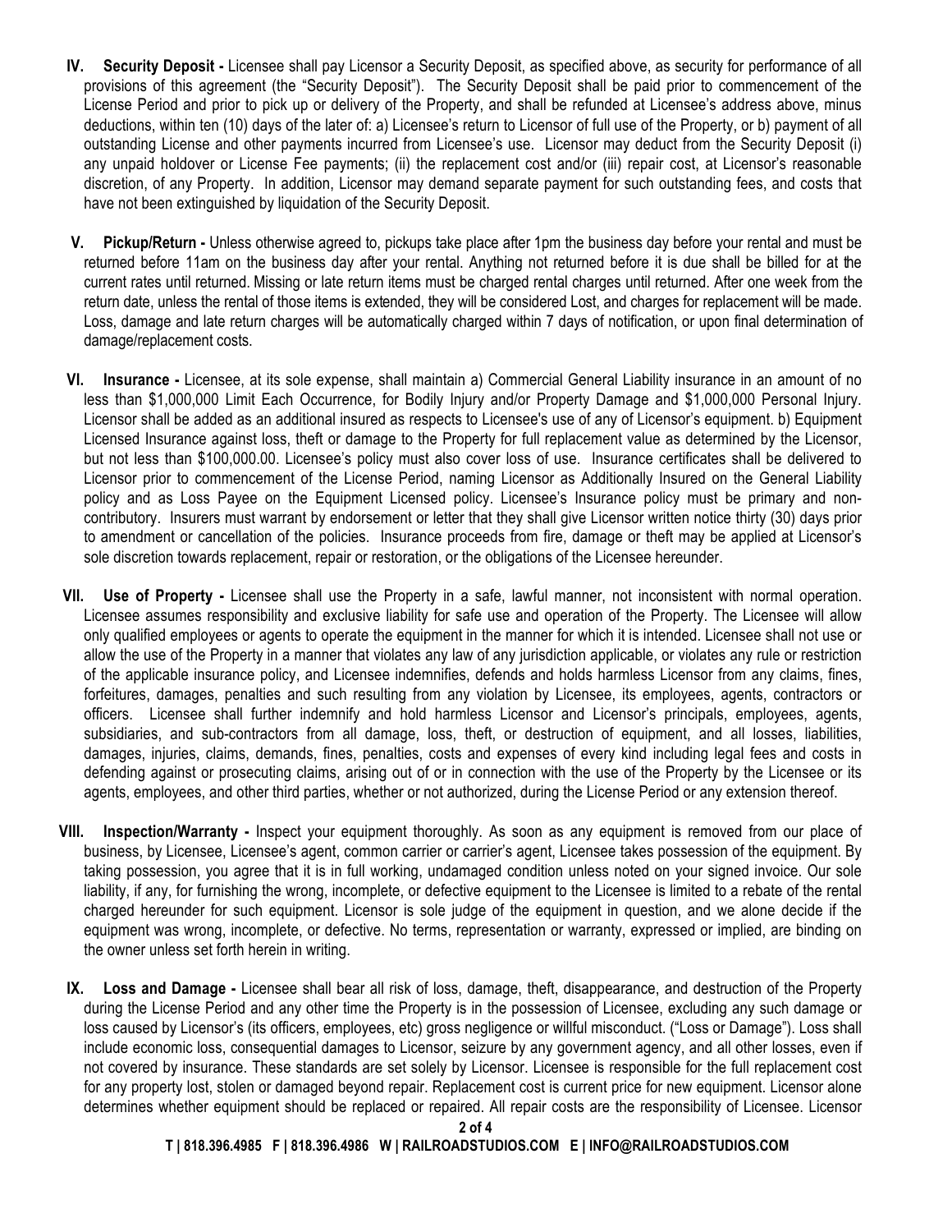**IV. Security Deposit -** Licensee shall pay Licensor a Security Deposit, as specified above, as security for performance of all provisions of this agreement (the "Security Deposit"). The Security Deposit shall be paid prior to commencement of the License Period and prior to pick up or delivery of the Property, and shall be refunded at Licensee's address above, minus deductions, within ten (10) days of the later of: a) Licensee's return to Licensor of full use of the Property, or b) payment of all outstanding License and other payments incurred from Licensee's use. Licensor may deduct from the Security Deposit (i) any unpaid holdover or License Fee payments; (ii) the replacement cost and/or (iii) repair cost, at Licensor's reasonable discretion, of any Property. In addition, Licensor may demand separate payment for such outstanding fees, and costs that have not been extinguished by liquidation of the Security Deposit.

**V. Pickup/Return -** Unless otherwise agreed to, pickups take place after 1pm the business day before your rental and must be returned before 11am on the business day after your rental. Anything not returned before it is due shall be billed for at the current rates until returned. Missing or late return items must be charged rental charges until returned. After one week from the return date, unless the rental of those items is extended, they will be considered Lost, and charges for replacement will be made. Loss, damage and late return charges will be automatically charged within 7 days of notification, or upon final determination of damage/replacement costs.

**VI. Insurance -** Licensee, at its sole expense, shall maintain a) Commercial General Liability insurance in an amount of no less than $1,000,000 Limit Each Occurrence, for Bodily Injury and/or Property Damage and $1,000,000 Personal Injury. Licensor shall be added as an additional insured as respects to Licensee's use of any of Licensor's equipment. b) Equipment Licensed Insurance against loss, theft or damage to the Property for full replacement value as determined by the Licensor, but not less than $100,000.00. Licensee's policy must also cover loss of use. Insurance certificates shall be delivered to Licensor prior to commencement of the License Period, naming Licensor as Additionally Insured on the General Liability policy and as Loss Payee on the Equipment Licensed policy. Licensee's Insurance policy must be primary and non-contributory. Insurers must warrant by endorsement or letter that they shall give Licensor written notice thirty (30) days prior to amendment or cancellation of the policies. Insurance proceeds from fire, damage or theft may be applied at Licensor's sole discretion towards replacement, repair or restoration, or the obligations of the Licensee hereunder.

**VII. Use of Property -** Licensee shall use the Property in a safe, lawful manner, not inconsistent with normal operation. Licensee assumes responsibility and exclusive liability for safe use and operation of the Property. The Licensee will allow only qualified employees or agents to operate the equipment in the manner for which it is intended. Licensee shall not use or allow the use of the Property in a manner that violates any law of any jurisdiction applicable, or violates any rule or restriction of the applicable insurance policy, and Licensee indemnifies, defends and holds harmless Licensor from any claims, fines, forfeitures, damages, penalties and such resulting from any violation by Licensee, its employees, agents, contractors or officers. Licensee shall further indemnify and hold harmless Licensor and Licensor's principals, employees, agents, subsidiaries, and sub-contractors from all damage, loss, theft, or destruction of equipment, and all losses, liabilities, damages, injuries, claims, demands, fines, penalties, costs and expenses of every kind including legal fees and costs in defending against or prosecuting claims, arising out of or in connection with the use of the Property by the Licensee or its agents, employees, and other third parties, whether or not authorized, during the License Period or any extension thereof.

**VIII. Inspection/Warranty -** Inspect your equipment thoroughly. As soon as any equipment is removed from our place of business, by Licensee, Licensee's agent, common carrier or carrier's agent, Licensee takes possession of the equipment. By taking possession, you agree that it is in full working, undamaged condition unless noted on your signed invoice. Our sole liability, if any, for furnishing the wrong, incomplete, or defective equipment to the Licensee is limited to a rebate of the rental charged hereunder for such equipment. Licensor is sole judge of the equipment in question, and we alone decide if the equipment was wrong, incomplete, or defective. No terms, representation or warranty, expressed or implied, are binding on the owner unless set forth herein in writing.

**IX. Loss and Damage -** Licensee shall bear all risk of loss, damage, theft, disappearance, and destruction of the Property during the License Period and any other time the Property is in the possession of Licensee, excluding any such damage or loss caused by Licensor's (its officers, employees, etc) gross negligence or willful misconduct. ("Loss or Damage"). Loss shall include economic loss, consequential damages to Licensor, seizure by any government agency, and all other losses, even if not covered by insurance. These standards are set solely by Licensor. Licensee is responsible for the full replacement cost for any property lost, stolen or damaged beyond repair. Replacement cost is current price for new equipment. Licensor alone determines whether equipment should be replaced or repaired. All repair costs are the responsibility of Licensee. Licensor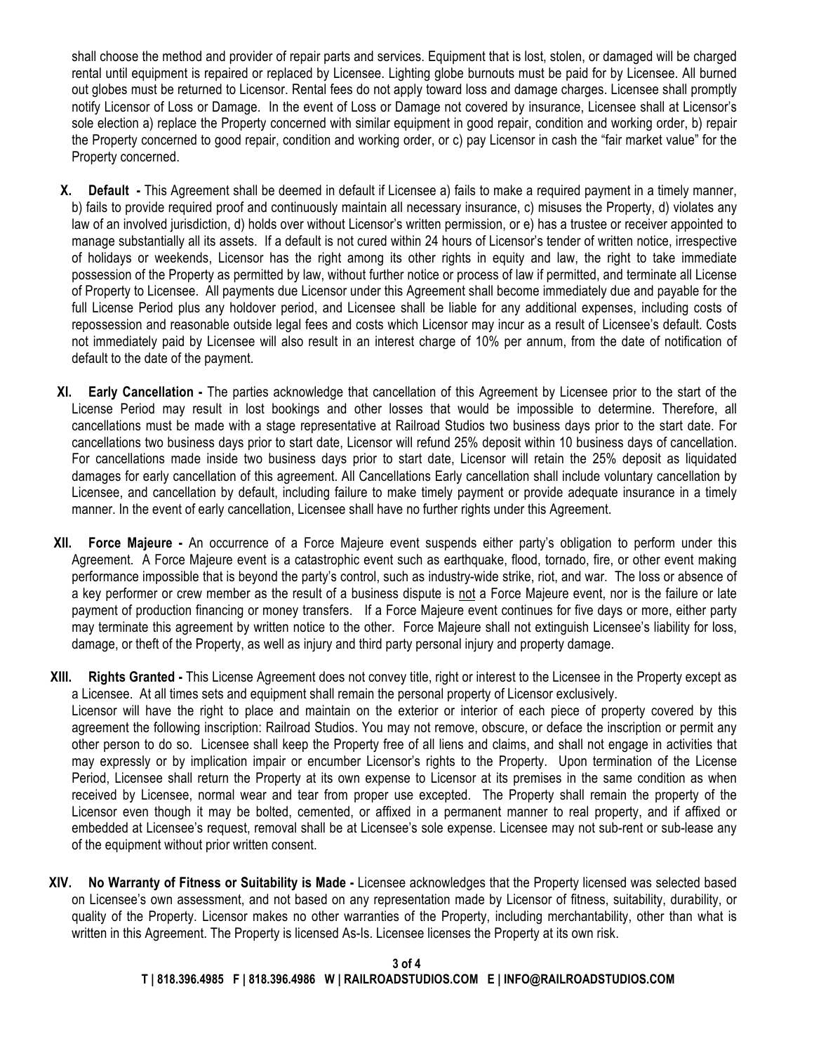shall choose the method and provider of repair parts and services. Equipment that is lost, stolen, or damaged will be charged rental until equipment is repaired or replaced by Licensee. Lighting globe burnouts must be paid for by Licensee. All burned out globes must be returned to Licensor. Rental fees do not apply toward loss and damage charges. Licensee shall promptly notify Licensor of Loss or Damage. In the event of Loss or Damage not covered by insurance, Licensee shall at Licensor's sole election a) replace the Property concerned with similar equipment in good repair, condition and working order, b) repair the Property concerned to good repair, condition and working order, or c) pay Licensor in cash the "fair market value" for the Property concerned.

**X. Default -** This Agreement shall be deemed in default if Licensee a) fails to make a required payment in a timely manner, b) fails to provide required proof and continuously maintain all necessary insurance, c) misuses the Property, d) violates any law of an involved jurisdiction, d) holds over without Licensor's written permission, or e) has a trustee or receiver appointed to manage substantially all its assets. If a default is not cured within 24 hours of Licensor's tender of written notice, irrespective of holidays or weekends, Licensor has the right among its other rights in equity and law, the right to take immediate possession of the Property as permitted by law, without further notice or process of law if permitted, and terminate all License of Property to Licensee. All payments due Licensor under this Agreement shall become immediately due and payable for the full License Period plus any holdover period, and Licensee shall be liable for any additional expenses, including costs of repossession and reasonable outside legal fees and costs which Licensor may incur as a result of Licensee's default. Costs not immediately paid by Licensee will also result in an interest charge of 10% per annum, from the date of notification of default to the date of the payment.

**XI. Early Cancellation -** The parties acknowledge that cancellation of this Agreement by Licensee prior to the start of the License Period may result in lost bookings and other losses that would be impossible to determine. Therefore, all cancellations must be made with a stage representative at Railroad Studios two business days prior to the start date. For cancellations two business days prior to start date, Licensor will refund 25% deposit within 10 business days of cancellation. For cancellations made inside two business days prior to start date, Licensor will retain the 25% deposit as liquidated damages for early cancellation of this agreement. All Cancellations Early cancellation shall include voluntary cancellation by Licensee, and cancellation by default, including failure to make timely payment or provide adequate insurance in a timely manner. In the event of early cancellation, Licensee shall have no further rights under this Agreement.

**XII. Force Majeure -** An occurrence of a Force Majeure event suspends either party's obligation to perform under this Agreement. A Force Majeure event is a catastrophic event such as earthquake, flood, tornado, fire, or other event making performance impossible that is beyond the party's control, such as industry-wide strike, riot, and war. The loss or absence of a key performer or crew member as the result of a business dispute is not a Force Majeure event, nor is the failure or late payment of production financing or money transfers. If a Force Majeure event continues for five days or more, either party may terminate this agreement by written notice to the other. Force Majeure shall not extinguish Licensee's liability for loss, damage, or theft of the Property, as well as injury and third party personal injury and property damage.

**XIII. Rights Granted -** This License Agreement does not convey title, right or interest to the Licensee in the Property except as a Licensee. At all times sets and equipment shall remain the personal property of Licensor exclusively.
Licensor will have the right to place and maintain on the exterior or interior of each piece of property covered by this agreement the following inscription: Railroad Studios. You may not remove, obscure, or deface the inscription or permit any other person to do so. Licensee shall keep the Property free of all liens and claims, and shall not engage in activities that may expressly or by implication impair or encumber Licensor's rights to the Property. Upon termination of the License Period, Licensee shall return the Property at its own expense to Licensor at its premises in the same condition as when received by Licensee, normal wear and tear from proper use excepted. The Property shall remain the property of the Licensor even though it may be bolted, cemented, or affixed in a permanent manner to real property, and if affixed or embedded at Licensee's request, removal shall be at Licensee's sole expense. Licensee may not sub-rent or sub-lease any of the equipment without prior written consent.

**XIV. No Warranty of Fitness or Suitability is Made -** Licensee acknowledges that the Property licensed was selected based on Licensee's own assessment, and not based on any representation made by Licensor of fitness, suitability, durability, or quality of the Property. Licensor makes no other warranties of the Property, including merchantability, other than what is written in this Agreement. The Property is licensed As-Is. Licensee licenses the Property at its own risk.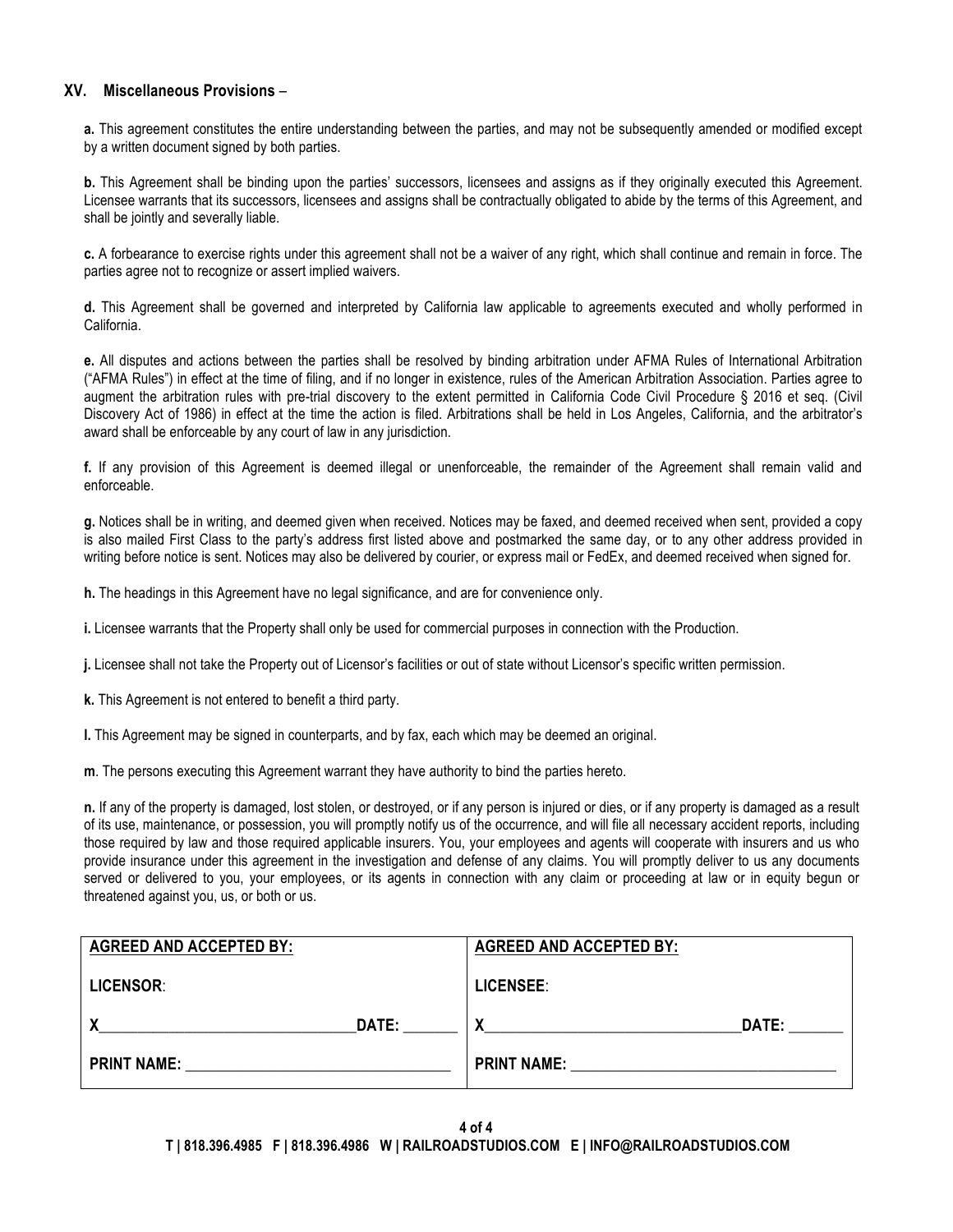## XV. Miscellaneous Provisions –

**a.** This agreement constitutes the entire understanding between the parties, and may not be subsequently amended or modified except by a written document signed by both parties.

**b.** This Agreement shall be binding upon the parties' successors, licensees and assigns as if they originally executed this Agreement. Licensee warrants that its successors, licensees and assigns shall be contractually obligated to abide by the terms of this Agreement, and shall be jointly and severally liable.

**c.** A forbearance to exercise rights under this agreement shall not be a waiver of any right, which shall continue and remain in force. The parties agree not to recognize or assert implied waivers.

**d.** This Agreement shall be governed and interpreted by California law applicable to agreements executed and wholly performed in California.

**e.** All disputes and actions between the parties shall be resolved by binding arbitration under AFMA Rules of International Arbitration ("AFMA Rules") in effect at the time of filing, and if no longer in existence, rules of the American Arbitration Association. Parties agree to augment the arbitration rules with pre-trial discovery to the extent permitted in California Code Civil Procedure § 2016 et seq. (Civil Discovery Act of 1986) in effect at the time the action is filed. Arbitrations shall be held in Los Angeles, California, and the arbitrator's award shall be enforceable by any court of law in any jurisdiction.

**f.** If any provision of this Agreement is deemed illegal or unenforceable, the remainder of the Agreement shall remain valid and enforceable.

**g.** Notices shall be in writing, and deemed given when received. Notices may be faxed, and deemed received when sent, provided a copy is also mailed First Class to the party's address first listed above and postmarked the same day, or to any other address provided in writing before notice is sent. Notices may also be delivered by courier, or express mail or FedEx, and deemed received when signed for.

**h.** The headings in this Agreement have no legal significance, and are for convenience only.

**i.** Licensee warrants that the Property shall only be used for commercial purposes in connection with the Production.

**j.** Licensee shall not take the Property out of Licensor's facilities or out of state without Licensor's specific written permission.

**k.** This Agreement is not entered to benefit a third party.

**l.** This Agreement may be signed in counterparts, and by fax, each which may be deemed an original.

**m**. The persons executing this Agreement warrant they have authority to bind the parties hereto.

**n.** If any of the property is damaged, lost stolen, or destroyed, or if any person is injured or dies, or if any property is damaged as a result of its use, maintenance, or possession, you will promptly notify us of the occurrence, and will file all necessary accident reports, including those required by law and those required applicable insurers. You, your employees and agents will cooperate with insurers and us who provide insurance under this agreement in the investigation and defense of any claims. You will promptly deliver to us any documents served or delivered to you, your employees, or its agents in connection with any claim or proceeding at law or in equity begun or threatened against you, us, or both or us.

| **AGREED AND ACCEPTED BY:** | **AGREED AND ACCEPTED BY:** |
|---|---|
| **LICENSOR**: | **LICENSEE**: |
| **X**________________________________**DATE:** _______ | **X**________________________________**DATE:** _______ |
| **PRINT NAME:** _________________________________ | **PRINT NAME:** _________________________________ |

**T | 818.396.4985 F | 818.396.4986 W | RAILROADSTUDIOS.COM E | INFO@RAILROADSTUDIOS.COM**